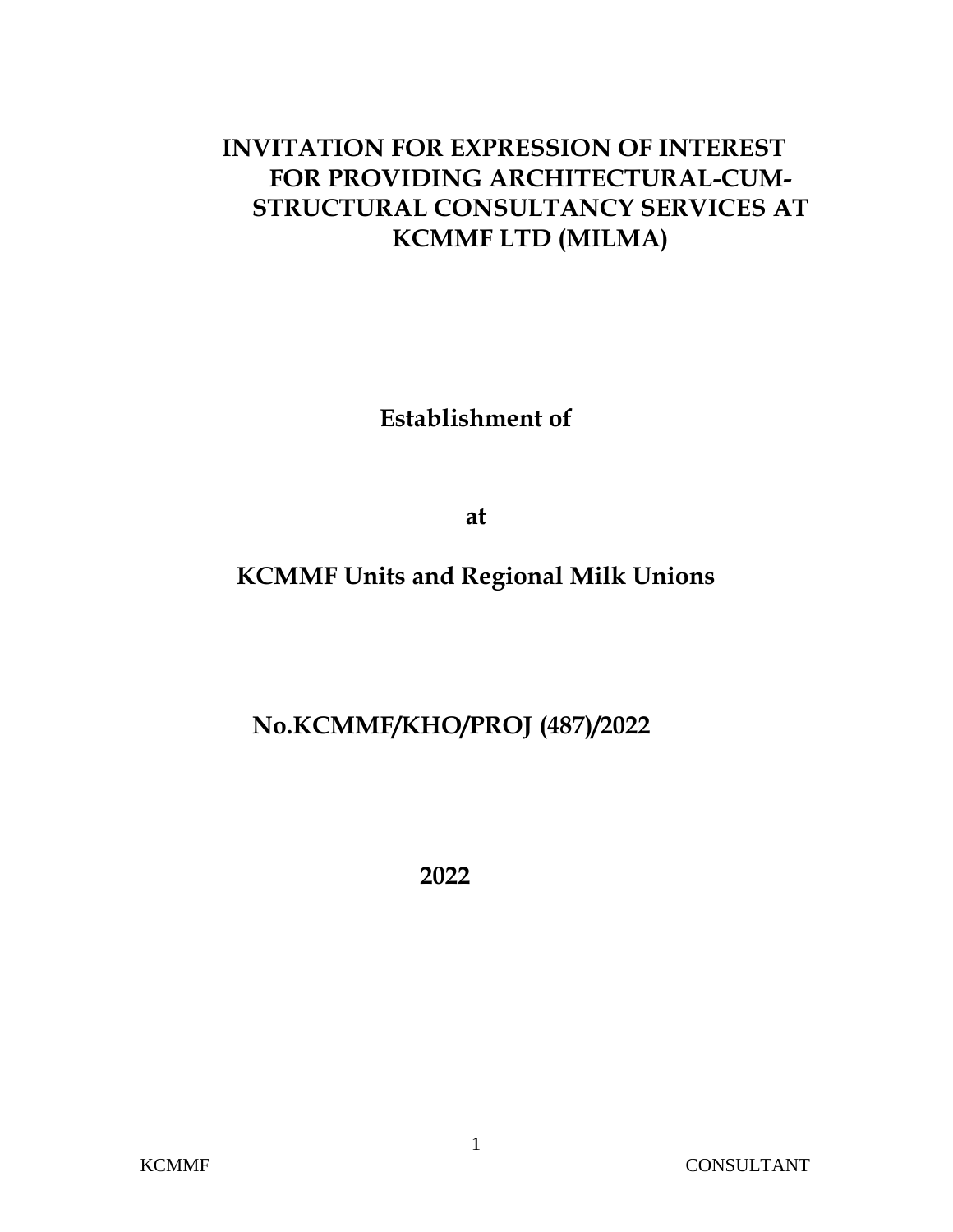# INVITATION FOR EXPRESSION OF INTEREST FOR PROVIDING ARCHITECTURAL-CUM-STRUCTURAL CONSULTANCY SERVICES AT KCMMF LTD (MILMA)

**Establishment of**

**at**

**KCMMF Units and Regional Milk Unions**

**No.KCMMF/KHO/PROJ (487)/2022**

**2022**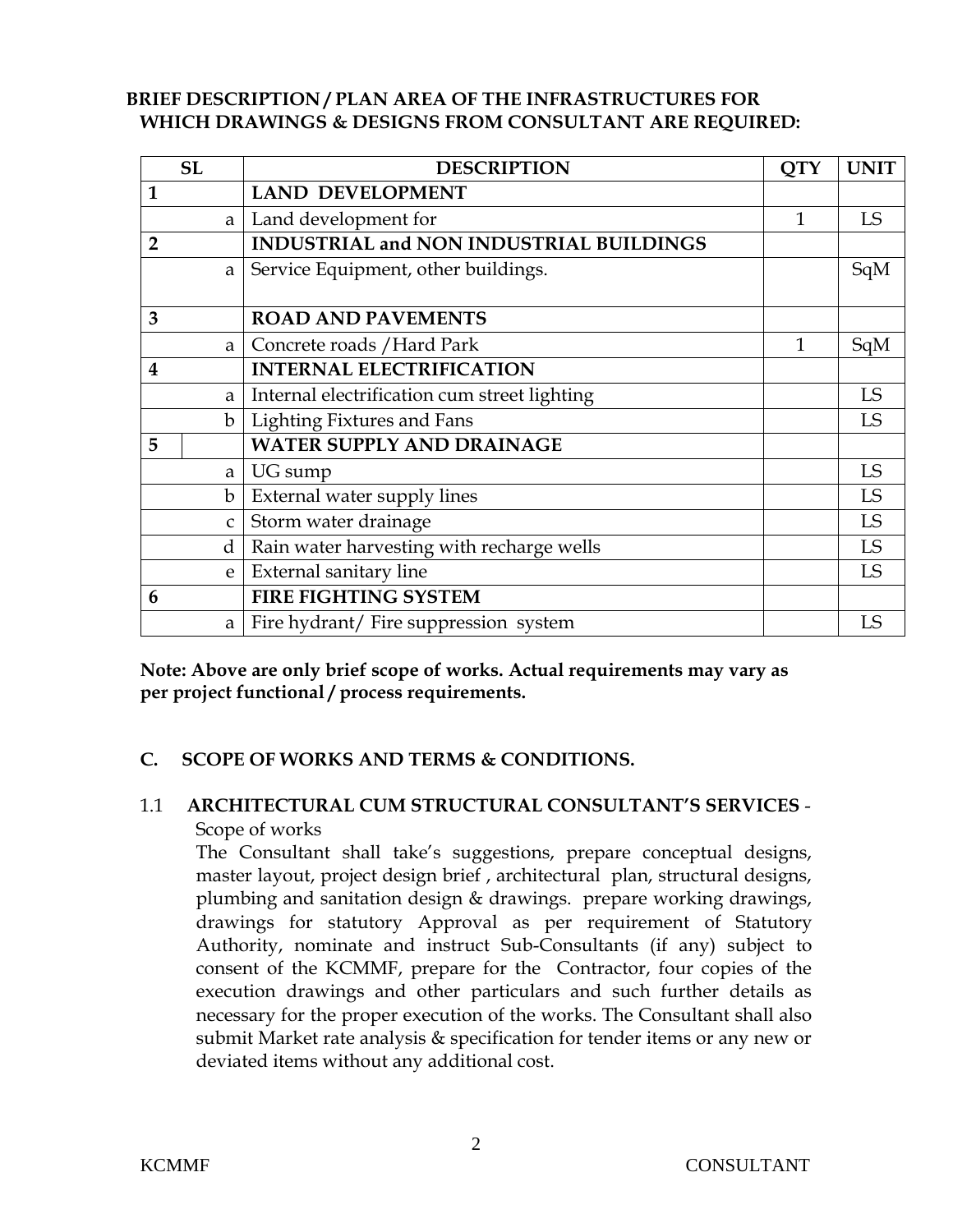**BRIEF DESCRIPTION / PLAN AREA OF THE INFRASTRUCTURES FOR WHICH DRAWINGS & DESIGNS FROM CONSULTANT ARE REQUIRED:**

| SL | | DESCRIPTION | QTY | UNIT |
|---|---|---|---|---|
| **1** | | **LAND DEVELOPMENT** | | |
| | a | Land development for | 1 | LS |
| **2** | | **INDUSTRIAL and NON INDUSTRIAL BUILDINGS** | | |
| | a | Service Equipment, other buildings. | | SqM |
| **3** | | **ROAD AND PAVEMENTS** | | |
| | a | Concrete roads /Hard Park | 1 | SqM |
| **4** | | **INTERNAL ELECTRIFICATION** | | |
| | a | Internal electrification cum street lighting | | LS |
| | b | Lighting Fixtures and Fans | | LS |
| **5** | | **WATER SUPPLY AND DRAINAGE** | | |
| | a | UG sump | | LS |
| | b | External water supply lines | | LS |
| | c | Storm water drainage | | LS |
| | d | Rain water harvesting with recharge wells | | LS |
| | e | External sanitary line | | LS |
| **6** | | **FIRE FIGHTING SYSTEM** | | |
| | a | Fire hydrant/ Fire suppression system | | LS |

**Note: Above are only brief scope of works. Actual requirements may vary as per project functional / process requirements.**

## C. SCOPE OF WORKS AND TERMS & CONDITIONS.

1.1 **ARCHITECTURAL CUM STRUCTURAL CONSULTANT'S SERVICES** - Scope of works

The Consultant shall take's suggestions, prepare conceptual designs, master layout, project design brief , architectural plan, structural designs, plumbing and sanitation design & drawings. prepare working drawings, drawings for statutory Approval as per requirement of Statutory Authority, nominate and instruct Sub-Consultants (if any) subject to consent of the KCMMF, prepare for the Contractor, four copies of the execution drawings and other particulars and such further details as necessary for the proper execution of the works. The Consultant shall also submit Market rate analysis & specification for tender items or any new or deviated items without any additional cost.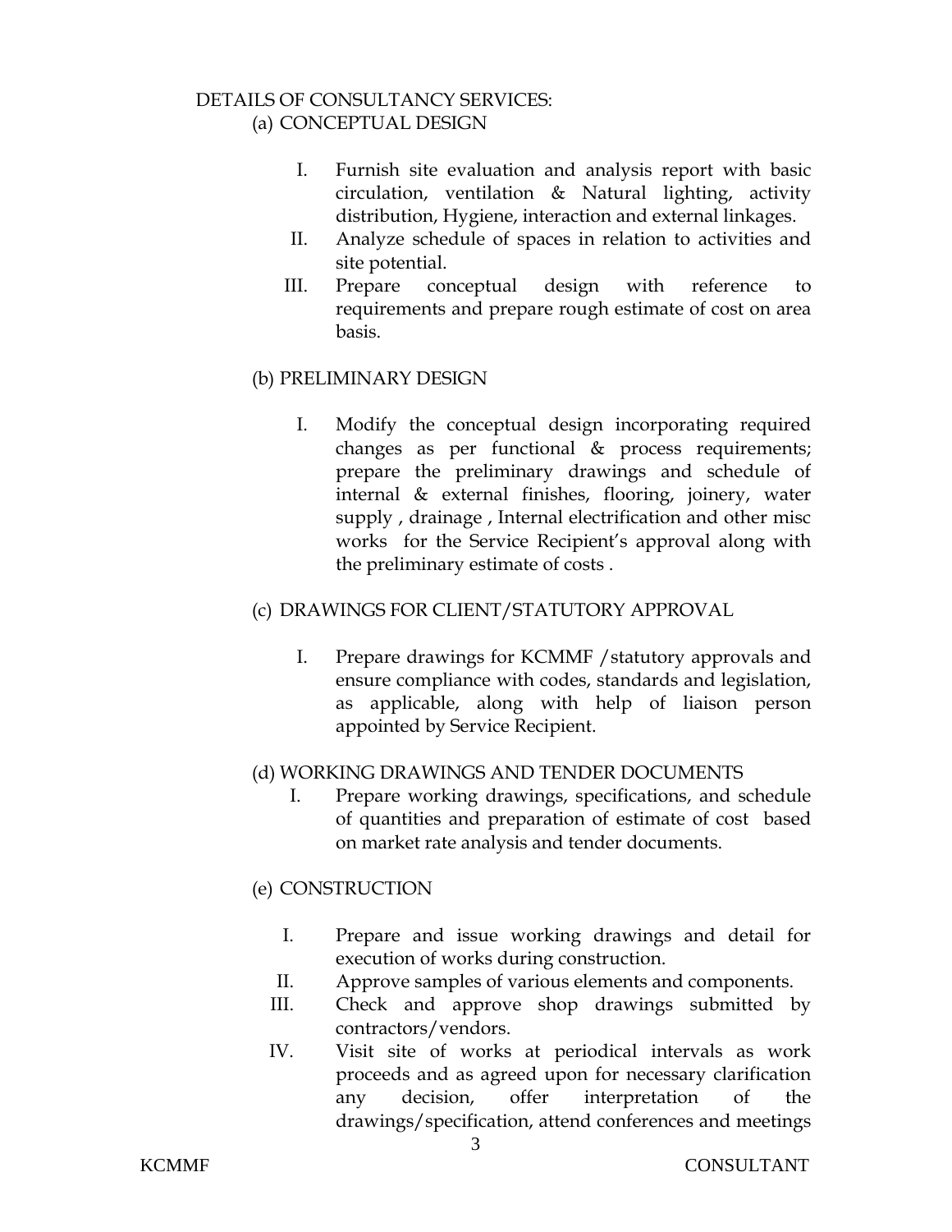DETAILS OF CONSULTANCY SERVICES:

(a) CONCEPTUAL DESIGN

I. Furnish site evaluation and analysis report with basic circulation, ventilation & Natural lighting, activity distribution, Hygiene, interaction and external linkages.

II. Analyze schedule of spaces in relation to activities and site potential.

III. Prepare conceptual design with reference to requirements and prepare rough estimate of cost on area basis.

(b) PRELIMINARY DESIGN

I. Modify the conceptual design incorporating required changes as per functional & process requirements; prepare the preliminary drawings and schedule of internal & external finishes, flooring, joinery, water supply , drainage , Internal electrification and other misc works for the Service Recipient's approval along with the preliminary estimate of costs .

(c) DRAWINGS FOR CLIENT/STATUTORY APPROVAL

I. Prepare drawings for KCMMF /statutory approvals and ensure compliance with codes, standards and legislation, as applicable, along with help of liaison person appointed by Service Recipient.

(d) WORKING DRAWINGS AND TENDER DOCUMENTS

I. Prepare working drawings, specifications, and schedule of quantities and preparation of estimate of cost based on market rate analysis and tender documents.

(e) CONSTRUCTION

I. Prepare and issue working drawings and detail for execution of works during construction.

II. Approve samples of various elements and components.

III. Check and approve shop drawings submitted by contractors/vendors.

IV. Visit site of works at periodical intervals as work proceeds and as agreed upon for necessary clarification any decision, offer interpretation of the drawings/specification, attend conferences and meetings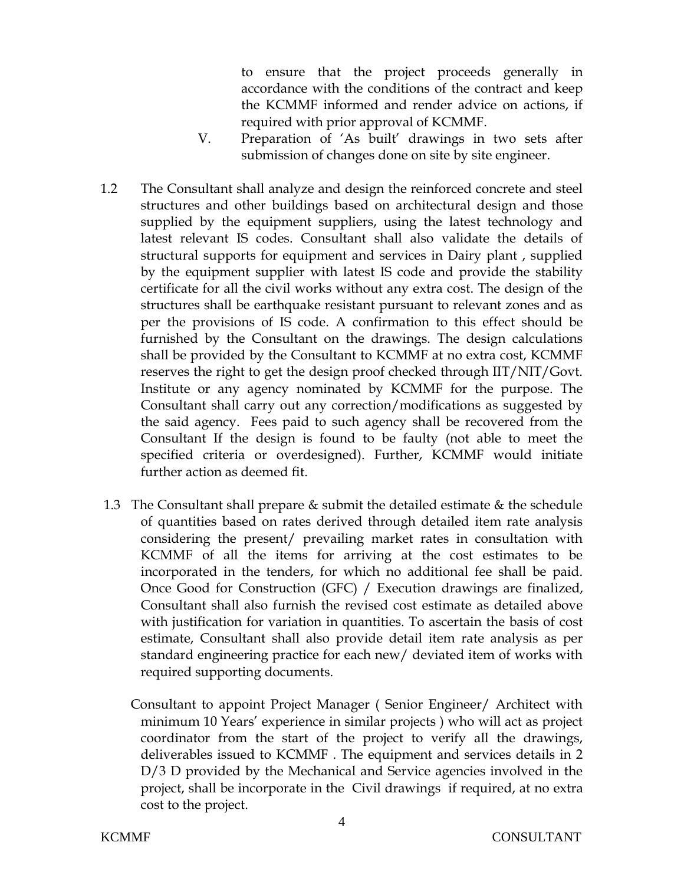to ensure that the project proceeds generally in accordance with the conditions of the contract and keep the KCMMF informed and render advice on actions, if required with prior approval of KCMMF.

V. Preparation of 'As built' drawings in two sets after submission of changes done on site by site engineer.

1.2 The Consultant shall analyze and design the reinforced concrete and steel structures and other buildings based on architectural design and those supplied by the equipment suppliers, using the latest technology and latest relevant IS codes. Consultant shall also validate the details of structural supports for equipment and services in Dairy plant , supplied by the equipment supplier with latest IS code and provide the stability certificate for all the civil works without any extra cost. The design of the structures shall be earthquake resistant pursuant to relevant zones and as per the provisions of IS code. A confirmation to this effect should be furnished by the Consultant on the drawings. The design calculations shall be provided by the Consultant to KCMMF at no extra cost, KCMMF reserves the right to get the design proof checked through IIT/NIT/Govt. Institute or any agency nominated by KCMMF for the purpose. The Consultant shall carry out any correction/modifications as suggested by the said agency. Fees paid to such agency shall be recovered from the Consultant If the design is found to be faulty (not able to meet the specified criteria or overdesigned). Further, KCMMF would initiate further action as deemed fit.

1.3 The Consultant shall prepare & submit the detailed estimate & the schedule of quantities based on rates derived through detailed item rate analysis considering the present/ prevailing market rates in consultation with KCMMF of all the items for arriving at the cost estimates to be incorporated in the tenders, for which no additional fee shall be paid. Once Good for Construction (GFC) / Execution drawings are finalized, Consultant shall also furnish the revised cost estimate as detailed above with justification for variation in quantities. To ascertain the basis of cost estimate, Consultant shall also provide detail item rate analysis as per standard engineering practice for each new/ deviated item of works with required supporting documents.

Consultant to appoint Project Manager ( Senior Engineer/ Architect with minimum 10 Years' experience in similar projects ) who will act as project coordinator from the start of the project to verify all the drawings, deliverables issued to KCMMF . The equipment and services details in 2 D/3 D provided by the Mechanical and Service agencies involved in the project, shall be incorporate in the Civil drawings if required, at no extra cost to the project.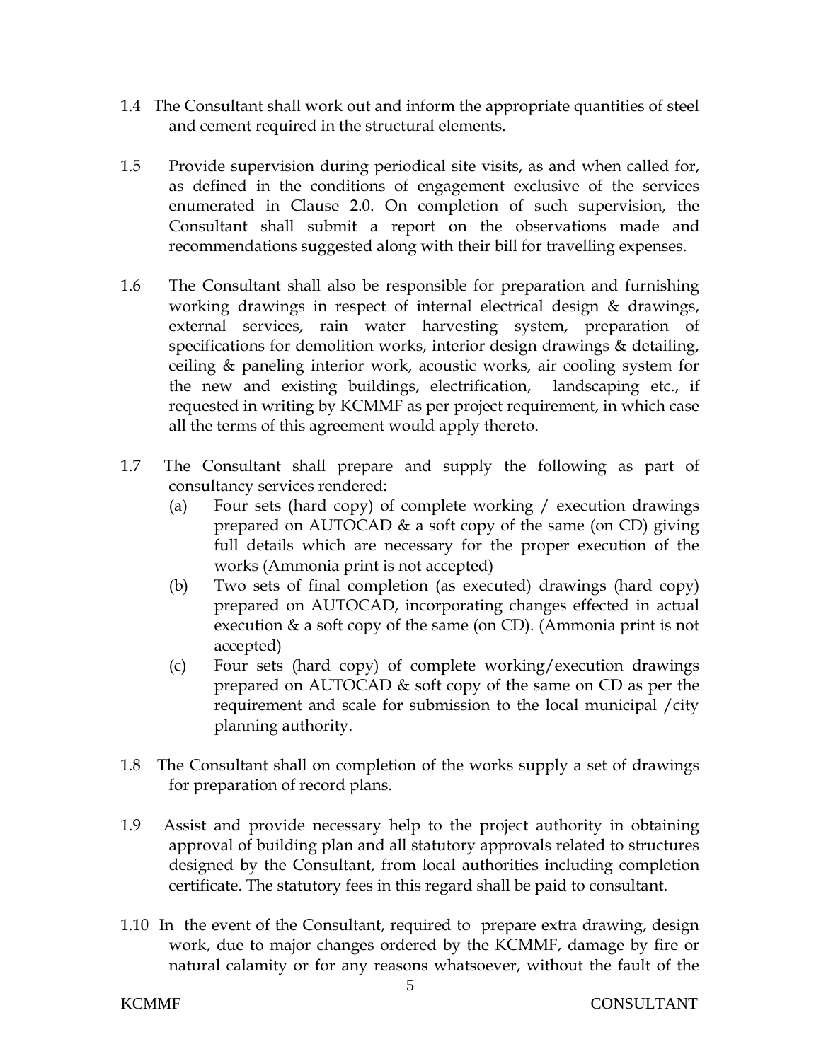1.4 The Consultant shall work out and inform the appropriate quantities of steel and cement required in the structural elements.

1.5 Provide supervision during periodical site visits, as and when called for, as defined in the conditions of engagement exclusive of the services enumerated in Clause 2.0. On completion of such supervision, the Consultant shall submit a report on the observations made and recommendations suggested along with their bill for travelling expenses.

1.6 The Consultant shall also be responsible for preparation and furnishing working drawings in respect of internal electrical design & drawings, external services, rain water harvesting system, preparation of specifications for demolition works, interior design drawings & detailing, ceiling & paneling interior work, acoustic works, air cooling system for the new and existing buildings, electrification, landscaping etc., if requested in writing by KCMMF as per project requirement, in which case all the terms of this agreement would apply thereto.

1.7 The Consultant shall prepare and supply the following as part of consultancy services rendered:

   (a) Four sets (hard copy) of complete working / execution drawings prepared on AUTOCAD & a soft copy of the same (on CD) giving full details which are necessary for the proper execution of the works (Ammonia print is not accepted)

   (b) Two sets of final completion (as executed) drawings (hard copy) prepared on AUTOCAD, incorporating changes effected in actual execution & a soft copy of the same (on CD). (Ammonia print is not accepted)

   (c) Four sets (hard copy) of complete working/execution drawings prepared on AUTOCAD & soft copy of the same on CD as per the requirement and scale for submission to the local municipal /city planning authority.

1.8 The Consultant shall on completion of the works supply a set of drawings for preparation of record plans.

1.9 Assist and provide necessary help to the project authority in obtaining approval of building plan and all statutory approvals related to structures designed by the Consultant, from local authorities including completion certificate. The statutory fees in this regard shall be paid to consultant.

1.10 In the event of the Consultant, required to prepare extra drawing, design work, due to major changes ordered by the KCMMF, damage by fire or natural calamity or for any reasons whatsoever, without the fault of the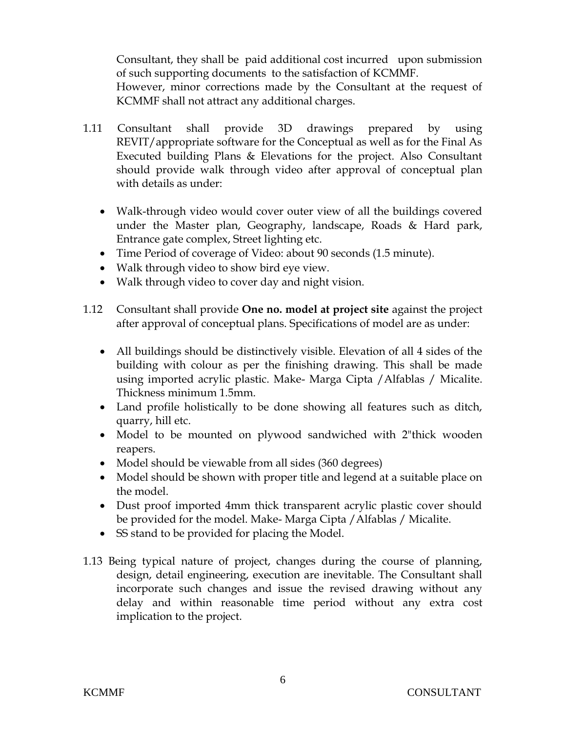Consultant, they shall be paid additional cost incurred upon submission of such supporting documents to the satisfaction of KCMMF.

However, minor corrections made by the Consultant at the request of KCMMF shall not attract any additional charges.

1.11 Consultant shall provide 3D drawings prepared by using REVIT/appropriate software for the Conceptual as well as for the Final As Executed building Plans & Elevations for the project. Also Consultant should provide walk through video after approval of conceptual plan with details as under:

- Walk-through video would cover outer view of all the buildings covered under the Master plan, Geography, landscape, Roads & Hard park, Entrance gate complex, Street lighting etc.
- Time Period of coverage of Video: about 90 seconds (1.5 minute).
- Walk through video to show bird eye view.
- Walk through video to cover day and night vision.

1.12 Consultant shall provide **One no. model at project site** against the project after approval of conceptual plans. Specifications of model are as under:

- All buildings should be distinctively visible. Elevation of all 4 sides of the building with colour as per the finishing drawing. This shall be made using imported acrylic plastic. Make- Marga Cipta /Alfablas / Micalite. Thickness minimum 1.5mm.
- Land profile holistically to be done showing all features such as ditch, quarry, hill etc.
- Model to be mounted on plywood sandwiched with 2"thick wooden reapers.
- Model should be viewable from all sides (360 degrees)
- Model should be shown with proper title and legend at a suitable place on the model.
- Dust proof imported 4mm thick transparent acrylic plastic cover should be provided for the model. Make- Marga Cipta /Alfablas / Micalite.
- SS stand to be provided for placing the Model.

1.13 Being typical nature of project, changes during the course of planning, design, detail engineering, execution are inevitable. The Consultant shall incorporate such changes and issue the revised drawing without any delay and within reasonable time period without any extra cost implication to the project.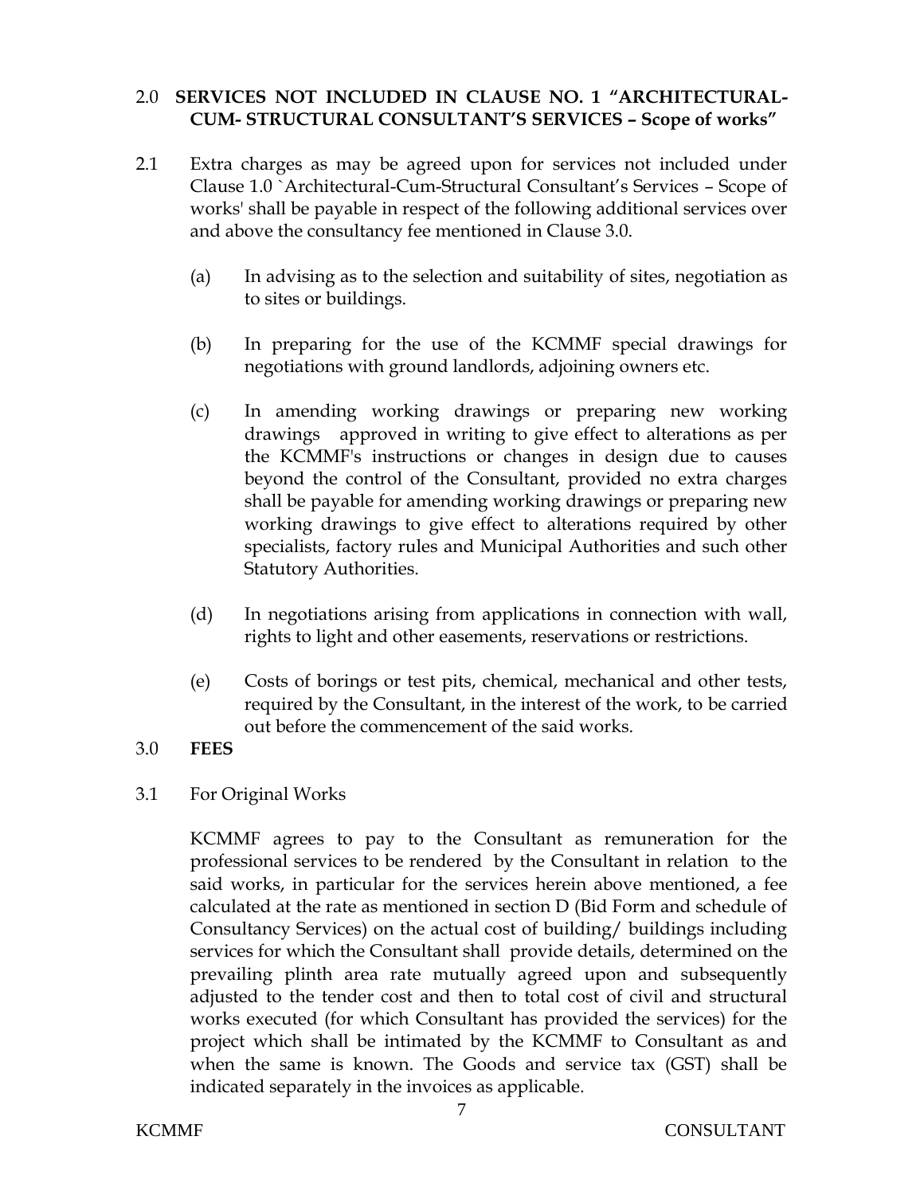## 2.0 SERVICES NOT INCLUDED IN CLAUSE NO. 1 "ARCHITECTURAL-CUM- STRUCTURAL CONSULTANT'S SERVICES – Scope of works"

2.1 Extra charges as may be agreed upon for services not included under Clause 1.0 `Architectural-Cum-Structural Consultant's Services – Scope of works' shall be payable in respect of the following additional services over and above the consultancy fee mentioned in Clause 3.0.

(a) In advising as to the selection and suitability of sites, negotiation as to sites or buildings.

(b) In preparing for the use of the KCMMF special drawings for negotiations with ground landlords, adjoining owners etc.

(c) In amending working drawings or preparing new working drawings approved in writing to give effect to alterations as per the KCMMF's instructions or changes in design due to causes beyond the control of the Consultant, provided no extra charges shall be payable for amending working drawings or preparing new working drawings to give effect to alterations required by other specialists, factory rules and Municipal Authorities and such other Statutory Authorities.

(d) In negotiations arising from applications in connection with wall, rights to light and other easements, reservations or restrictions.

(e) Costs of borings or test pits, chemical, mechanical and other tests, required by the Consultant, in the interest of the work, to be carried out before the commencement of the said works.

## 3.0 FEES

3.1 For Original Works

KCMMF agrees to pay to the Consultant as remuneration for the professional services to be rendered by the Consultant in relation to the said works, in particular for the services herein above mentioned, a fee calculated at the rate as mentioned in section D (Bid Form and schedule of Consultancy Services) on the actual cost of building/ buildings including services for which the Consultant shall provide details, determined on the prevailing plinth area rate mutually agreed upon and subsequently adjusted to the tender cost and then to total cost of civil and structural works executed (for which Consultant has provided the services) for the project which shall be intimated by the KCMMF to Consultant as and when the same is known. The Goods and service tax (GST) shall be indicated separately in the invoices as applicable.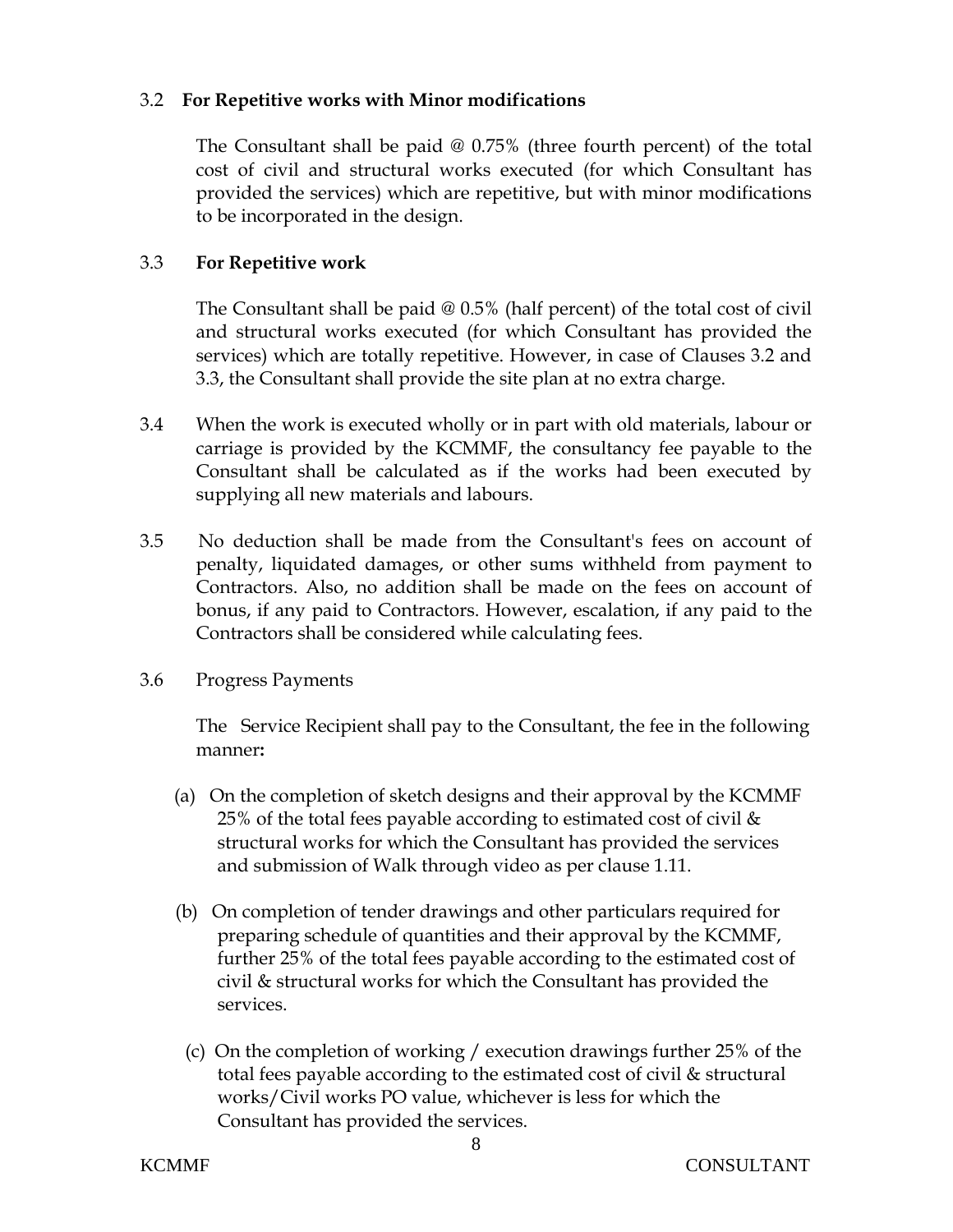3.2 **For Repetitive works with Minor modifications**

The Consultant shall be paid @ 0.75% (three fourth percent) of the total cost of civil and structural works executed (for which Consultant has provided the services) which are repetitive, but with minor modifications to be incorporated in the design.

3.3 **For Repetitive work**

The Consultant shall be paid @ 0.5% (half percent) of the total cost of civil and structural works executed (for which Consultant has provided the services) which are totally repetitive. However, in case of Clauses 3.2 and 3.3, the Consultant shall provide the site plan at no extra charge.

3.4 When the work is executed wholly or in part with old materials, labour or carriage is provided by the KCMMF, the consultancy fee payable to the Consultant shall be calculated as if the works had been executed by supplying all new materials and labours.

3.5 No deduction shall be made from the Consultant's fees on account of penalty, liquidated damages, or other sums withheld from payment to Contractors. Also, no addition shall be made on the fees on account of bonus, if any paid to Contractors. However, escalation, if any paid to the Contractors shall be considered while calculating fees.

3.6 Progress Payments

The Service Recipient shall pay to the Consultant, the fee in the following manner**:**

(a) On the completion of sketch designs and their approval by the KCMMF 25% of the total fees payable according to estimated cost of civil & structural works for which the Consultant has provided the services and submission of Walk through video as per clause 1.11.

(b) On completion of tender drawings and other particulars required for preparing schedule of quantities and their approval by the KCMMF, further 25% of the total fees payable according to the estimated cost of civil & structural works for which the Consultant has provided the services.

(c) On the completion of working / execution drawings further 25% of the total fees payable according to the estimated cost of civil & structural works/Civil works PO value, whichever is less for which the Consultant has provided the services.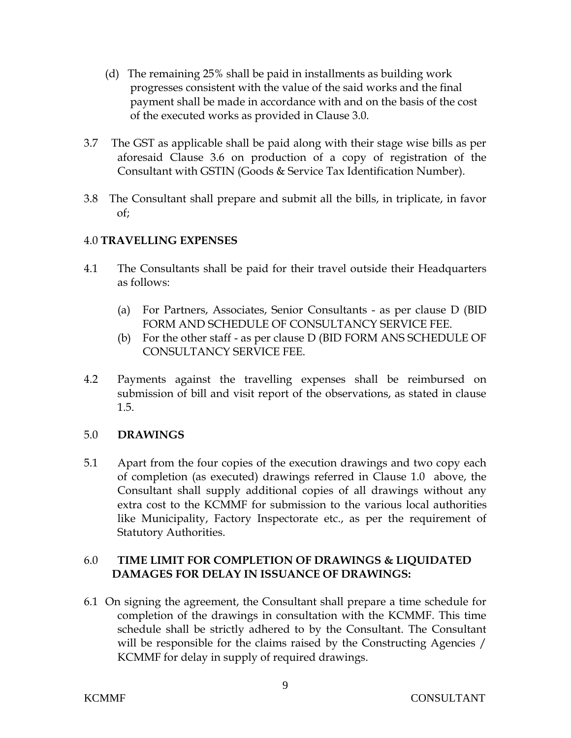(d) The remaining 25% shall be paid in installments as building work progresses consistent with the value of the said works and the final payment shall be made in accordance with and on the basis of the cost of the executed works as provided in Clause 3.0.

3.7 The GST as applicable shall be paid along with their stage wise bills as per aforesaid Clause 3.6 on production of a copy of registration of the Consultant with GSTIN (Goods & Service Tax Identification Number).

3.8 The Consultant shall prepare and submit all the bills, in triplicate, in favor of;

## 4.0 TRAVELLING EXPENSES

4.1 The Consultants shall be paid for their travel outside their Headquarters as follows:

(a) For Partners, Associates, Senior Consultants - as per clause D (BID FORM AND SCHEDULE OF CONSULTANCY SERVICE FEE.

(b) For the other staff - as per clause D (BID FORM ANS SCHEDULE OF CONSULTANCY SERVICE FEE.

4.2 Payments against the travelling expenses shall be reimbursed on submission of bill and visit report of the observations, as stated in clause 1.5.

## 5.0 DRAWINGS

5.1 Apart from the four copies of the execution drawings and two copy each of completion (as executed) drawings referred in Clause 1.0 above, the Consultant shall supply additional copies of all drawings without any extra cost to the KCMMF for submission to the various local authorities like Municipality, Factory Inspectorate etc., as per the requirement of Statutory Authorities.

## 6.0 TIME LIMIT FOR COMPLETION OF DRAWINGS & LIQUIDATED DAMAGES FOR DELAY IN ISSUANCE OF DRAWINGS:

6.1 On signing the agreement, the Consultant shall prepare a time schedule for completion of the drawings in consultation with the KCMMF. This time schedule shall be strictly adhered to by the Consultant. The Consultant will be responsible for the claims raised by the Constructing Agencies / KCMMF for delay in supply of required drawings.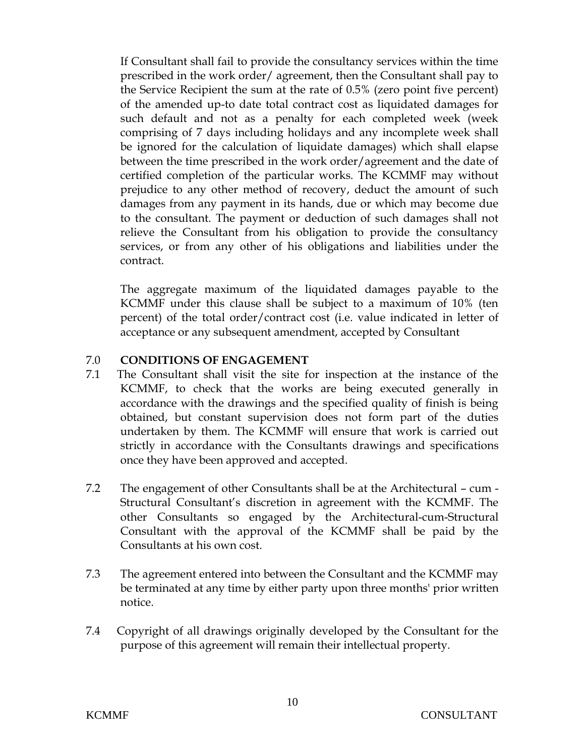If Consultant shall fail to provide the consultancy services within the time prescribed in the work order/ agreement, then the Consultant shall pay to the Service Recipient the sum at the rate of 0.5% (zero point five percent) of the amended up-to date total contract cost as liquidated damages for such default and not as a penalty for each completed week (week comprising of 7 days including holidays and any incomplete week shall be ignored for the calculation of liquidate damages) which shall elapse between the time prescribed in the work order/agreement and the date of certified completion of the particular works. The KCMMF may without prejudice to any other method of recovery, deduct the amount of such damages from any payment in its hands, due or which may become due to the consultant. The payment or deduction of such damages shall not relieve the Consultant from his obligation to provide the consultancy services, or from any other of his obligations and liabilities under the contract.

The aggregate maximum of the liquidated damages payable to the KCMMF under this clause shall be subject to a maximum of 10% (ten percent) of the total order/contract cost (i.e. value indicated in letter of acceptance or any subsequent amendment, accepted by Consultant

## 7.0 CONDITIONS OF ENGAGEMENT

7.1 The Consultant shall visit the site for inspection at the instance of the KCMMF, to check that the works are being executed generally in accordance with the drawings and the specified quality of finish is being obtained, but constant supervision does not form part of the duties undertaken by them. The KCMMF will ensure that work is carried out strictly in accordance with the Consultants drawings and specifications once they have been approved and accepted.

7.2 The engagement of other Consultants shall be at the Architectural – cum - Structural Consultant's discretion in agreement with the KCMMF. The other Consultants so engaged by the Architectural-cum-Structural Consultant with the approval of the KCMMF shall be paid by the Consultants at his own cost.

7.3 The agreement entered into between the Consultant and the KCMMF may be terminated at any time by either party upon three months' prior written notice.

7.4 Copyright of all drawings originally developed by the Consultant for the purpose of this agreement will remain their intellectual property.

KCMMF CONSULTANT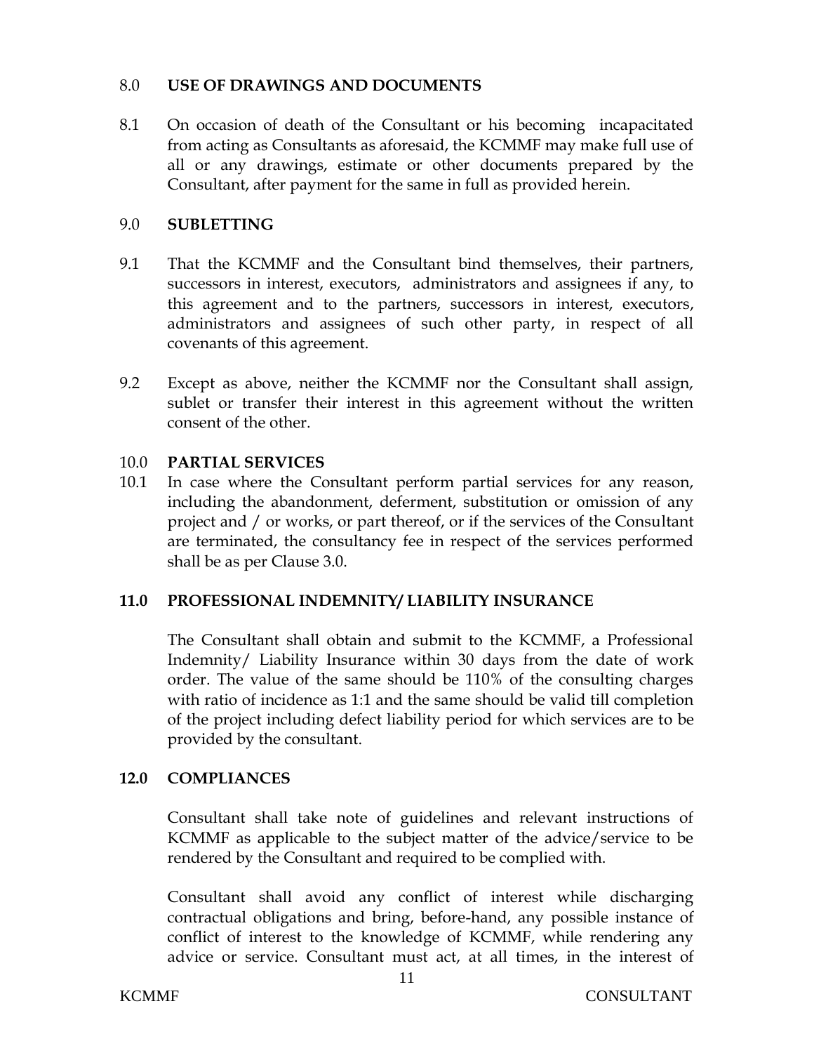## 8.0 USE OF DRAWINGS AND DOCUMENTS

8.1 On occasion of death of the Consultant or his becoming incapacitated from acting as Consultants as aforesaid, the KCMMF may make full use of all or any drawings, estimate or other documents prepared by the Consultant, after payment for the same in full as provided herein.

## 9.0 SUBLETTING

9.1 That the KCMMF and the Consultant bind themselves, their partners, successors in interest, executors, administrators and assignees if any, to this agreement and to the partners, successors in interest, executors, administrators and assignees of such other party, in respect of all covenants of this agreement.

9.2 Except as above, neither the KCMMF nor the Consultant shall assign, sublet or transfer their interest in this agreement without the written consent of the other.

## 10.0 PARTIAL SERVICES

10.1 In case where the Consultant perform partial services for any reason, including the abandonment, deferment, substitution or omission of any project and / or works, or part thereof, or if the services of the Consultant are terminated, the consultancy fee in respect of the services performed shall be as per Clause 3.0.

## 11.0 PROFESSIONAL INDEMNITY/ LIABILITY INSURANCE

The Consultant shall obtain and submit to the KCMMF, a Professional Indemnity/ Liability Insurance within 30 days from the date of work order. The value of the same should be 110% of the consulting charges with ratio of incidence as 1:1 and the same should be valid till completion of the project including defect liability period for which services are to be provided by the consultant.

## 12.0 COMPLIANCES

Consultant shall take note of guidelines and relevant instructions of KCMMF as applicable to the subject matter of the advice/service to be rendered by the Consultant and required to be complied with.

Consultant shall avoid any conflict of interest while discharging contractual obligations and bring, before-hand, any possible instance of conflict of interest to the knowledge of KCMMF, while rendering any advice or service. Consultant must act, at all times, in the interest of

KCMMF CONSULTANT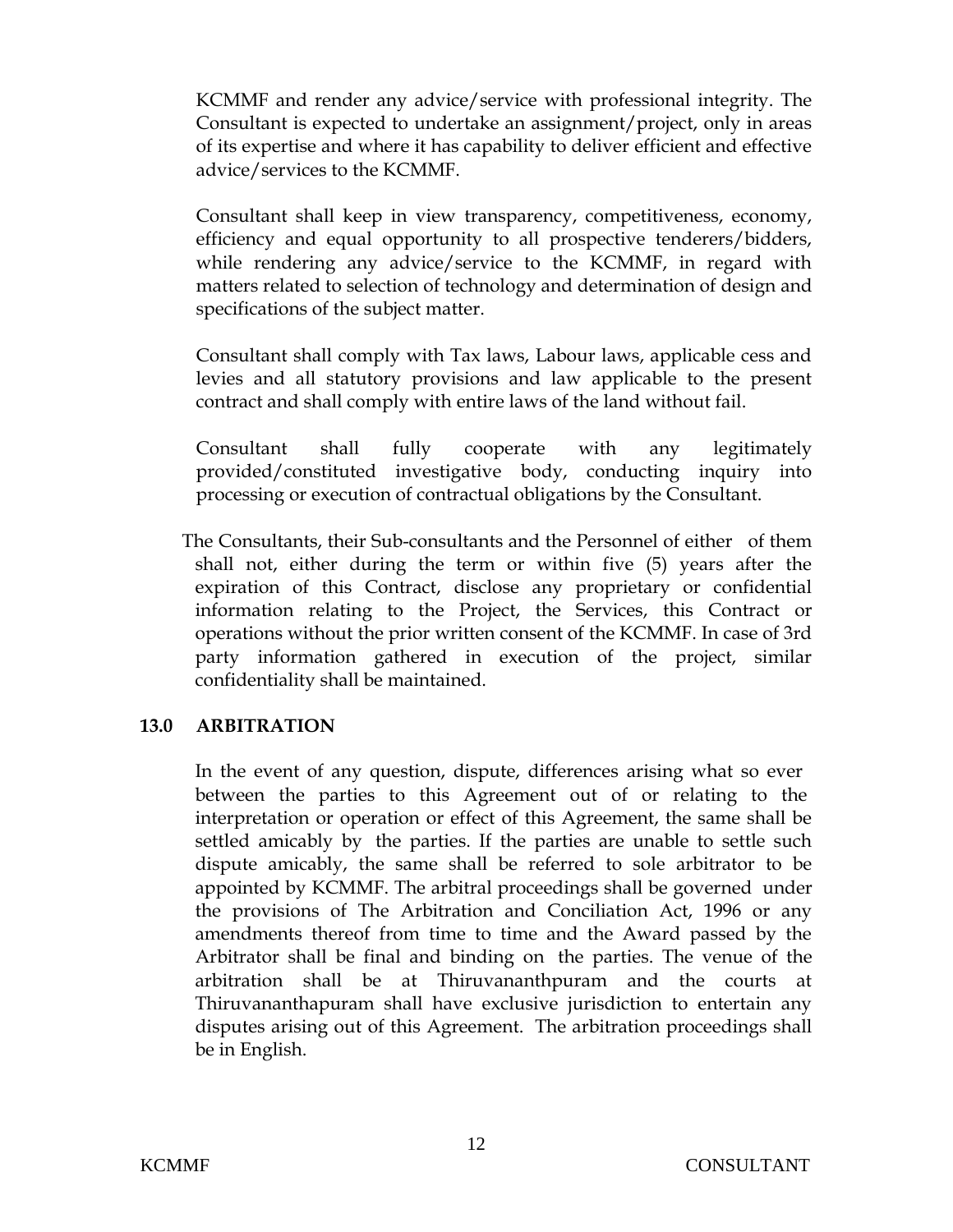KCMMF and render any advice/service with professional integrity. The Consultant is expected to undertake an assignment/project, only in areas of its expertise and where it has capability to deliver efficient and effective advice/services to the KCMMF.

Consultant shall keep in view transparency, competitiveness, economy, efficiency and equal opportunity to all prospective tenderers/bidders, while rendering any advice/service to the KCMMF, in regard with matters related to selection of technology and determination of design and specifications of the subject matter.

Consultant shall comply with Tax laws, Labour laws, applicable cess and levies and all statutory provisions and law applicable to the present contract and shall comply with entire laws of the land without fail.

Consultant shall fully cooperate with any legitimately provided/constituted investigative body, conducting inquiry into processing or execution of contractual obligations by the Consultant.

The Consultants, their Sub-consultants and the Personnel of either of them shall not, either during the term or within five (5) years after the expiration of this Contract, disclose any proprietary or confidential information relating to the Project, the Services, this Contract or operations without the prior written consent of the KCMMF. In case of 3rd party information gathered in execution of the project, similar confidentiality shall be maintained.

## 13.0 ARBITRATION

In the event of any question, dispute, differences arising what so ever between the parties to this Agreement out of or relating to the interpretation or operation or effect of this Agreement, the same shall be settled amicably by the parties. If the parties are unable to settle such dispute amicably, the same shall be referred to sole arbitrator to be appointed by KCMMF. The arbitral proceedings shall be governed under the provisions of The Arbitration and Conciliation Act, 1996 or any amendments thereof from time to time and the Award passed by the Arbitrator shall be final and binding on the parties. The venue of the arbitration shall be at Thiruvananthpuram and the courts at Thiruvananthapuram shall have exclusive jurisdiction to entertain any disputes arising out of this Agreement. The arbitration proceedings shall be in English.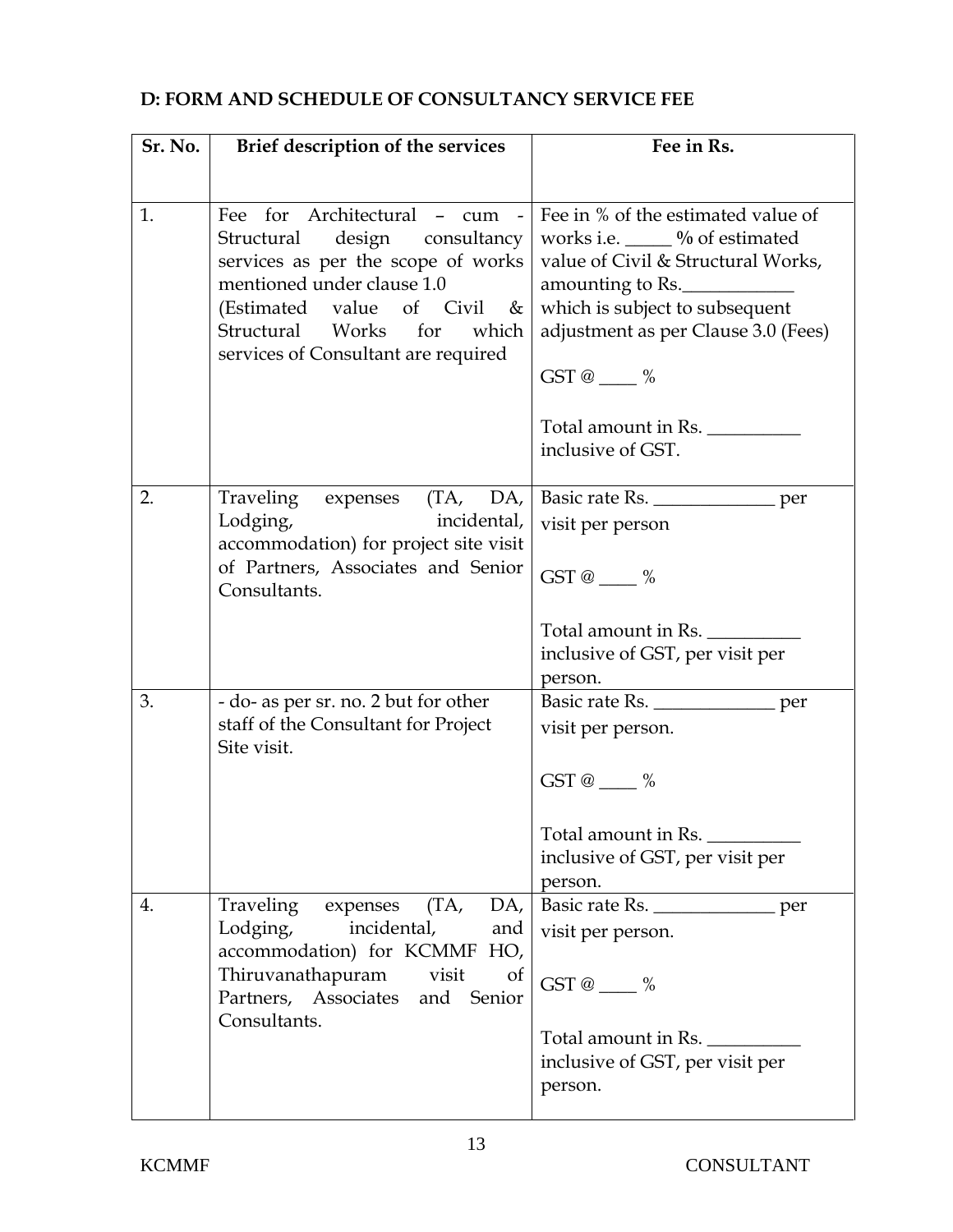**D: FORM AND SCHEDULE OF CONSULTANCY SERVICE FEE**

| Sr. No. | Brief description of the services | Fee in Rs. |
|---|---|---|
| 1. | Fee for Architectural – cum - Structural design consultancy services as per the scope of works mentioned under clause 1.0 (Estimated value of Civil & Structural Works for which services of Consultant are required | Fee in % of the estimated value of works i.e. _____ % of estimated value of Civil & Structural Works, amounting to Rs.____________ which is subject to subsequent adjustment as per Clause 3.0 (Fees)<br><br>GST @ ____ %<br><br>Total amount in Rs. __________ inclusive of GST. |
| 2. | Traveling expenses (TA, DA, Lodging, incidental, accommodation) for project site visit of Partners, Associates and Senior Consultants. | Basic rate Rs. ______________ per visit per person<br><br>GST @ ____ %<br><br>Total amount in Rs. __________ inclusive of GST, per visit per person. |
| 3. | - do- as per sr. no. 2 but for other staff of the Consultant for Project Site visit. | Basic rate Rs. ______________ per visit per person.<br><br>GST @ ____ %<br><br>Total amount in Rs. __________ inclusive of GST, per visit per person. |
| 4. | Traveling expenses (TA, DA, Lodging, incidental, and accommodation) for KCMMF HO, Thiruvanathapuram visit of Partners, Associates and Senior Consultants. | Basic rate Rs. ______________ per visit per person.<br><br>GST @ ____ %<br><br>Total amount in Rs. __________ inclusive of GST, per visit per person. |

KCMMF CONSULTANT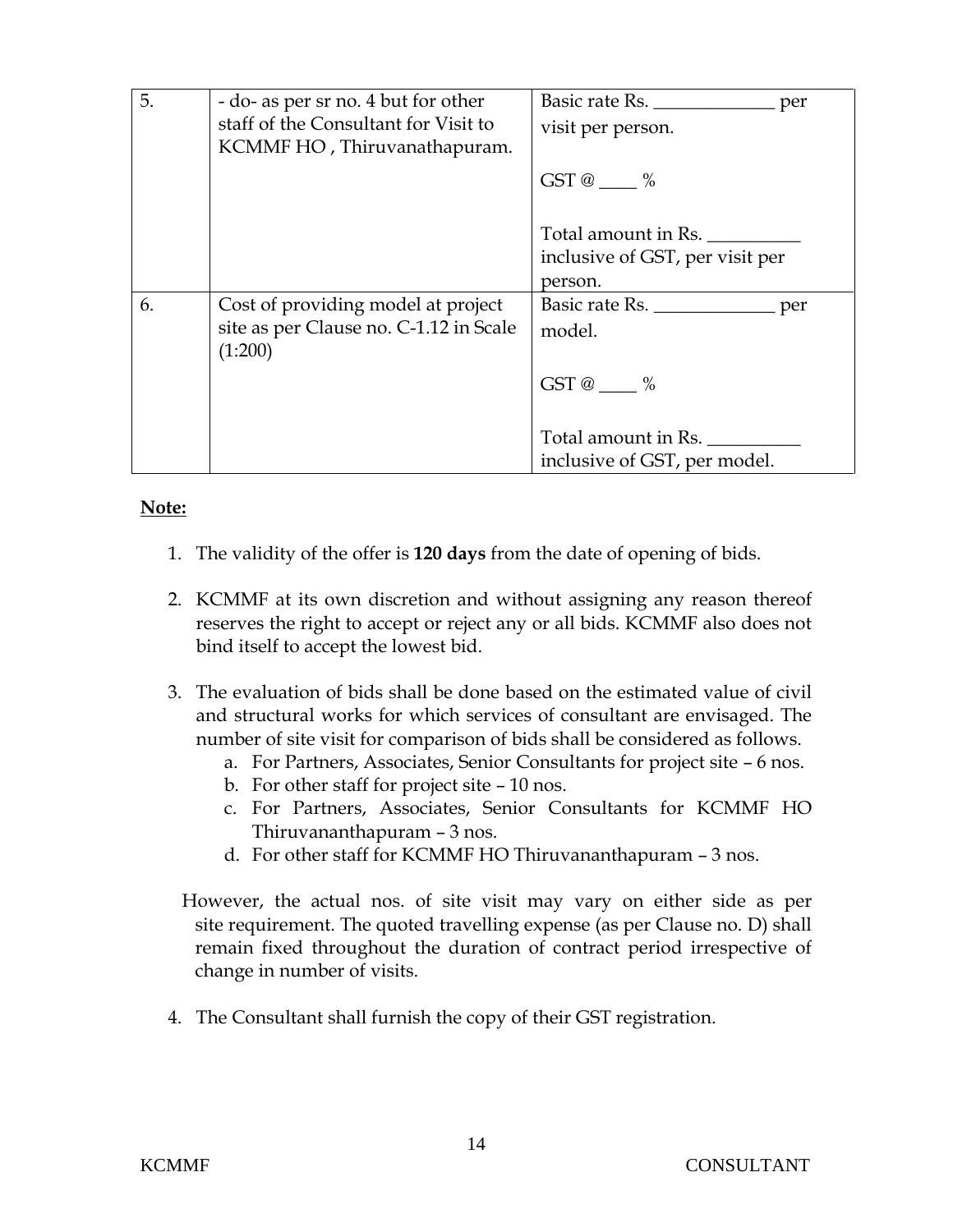| 5. | - do- as per sr no. 4 but for other staff of the Consultant for Visit to KCMMF HO , Thiruvanathapuram. | Basic rate Rs. _____________ per visit per person.<br><br>GST @ ____ %<br><br>Total amount in Rs. __________ inclusive of GST, per visit per person. |
|---|---|---|
| 6. | Cost of providing model at project site as per Clause no. C-1.12 in Scale (1:200) | Basic rate Rs. _____________ per model.<br><br>GST @ ____ %<br><br>Total amount in Rs. __________ inclusive of GST, per model. |

**Note:**

1. The validity of the offer is **120 days** from the date of opening of bids.

2. KCMMF at its own discretion and without assigning any reason thereof reserves the right to accept or reject any or all bids. KCMMF also does not bind itself to accept the lowest bid.

3. The evaluation of bids shall be done based on the estimated value of civil and structural works for which services of consultant are envisaged. The number of site visit for comparison of bids shall be considered as follows.
    a. For Partners, Associates, Senior Consultants for project site – 6 nos.
    b. For other staff for project site – 10 nos.
    c. For Partners, Associates, Senior Consultants for KCMMF HO Thiruvananthapuram – 3 nos.
    d. For other staff for KCMMF HO Thiruvananthapuram – 3 nos.

   However, the actual nos. of site visit may vary on either side as per site requirement. The quoted travelling expense (as per Clause no. D) shall remain fixed throughout the duration of contract period irrespective of change in number of visits.

4. The Consultant shall furnish the copy of their GST registration.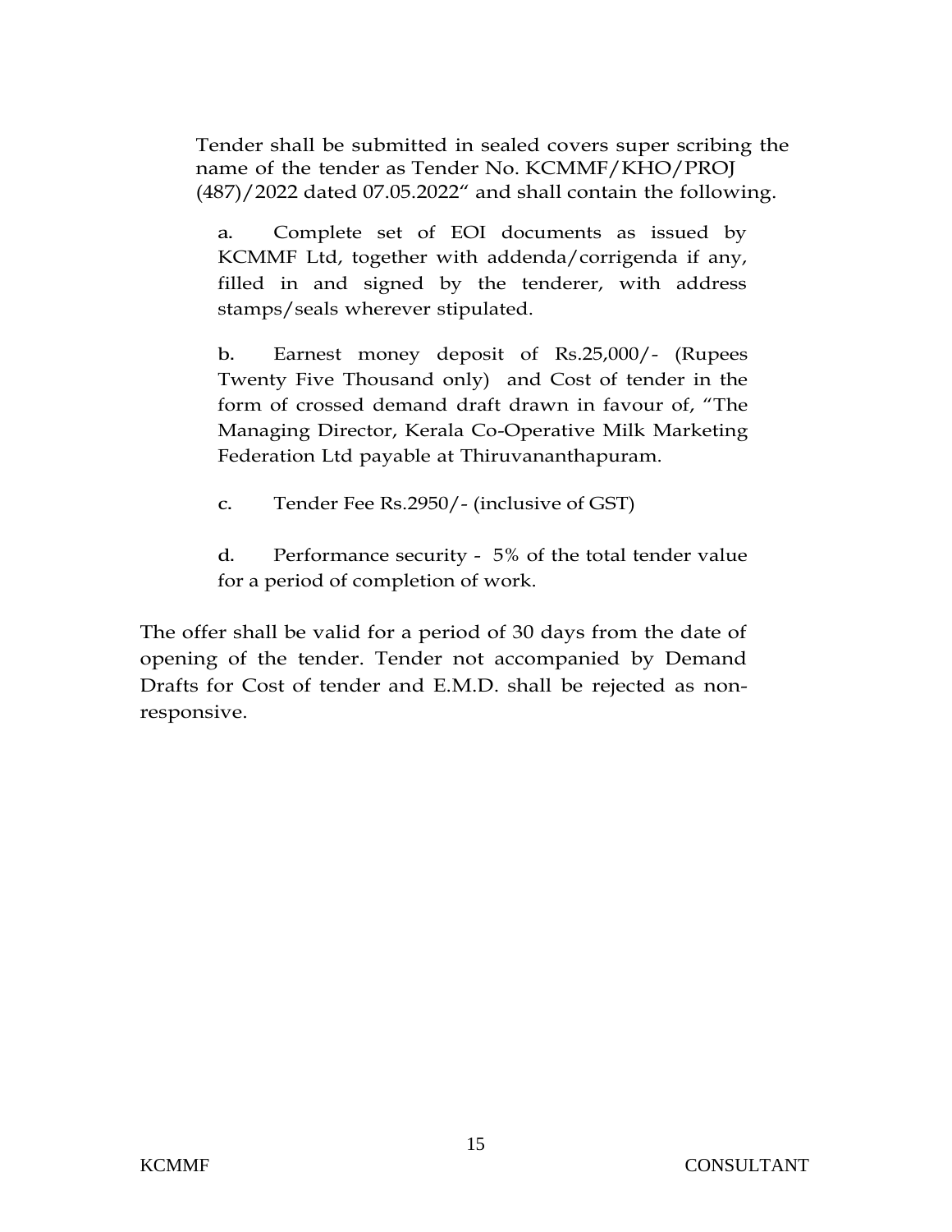Tender shall be submitted in sealed covers super scribing the name of the tender as Tender No. KCMMF/KHO/PROJ (487)/2022 dated 07.05.2022" and shall contain the following.

a. Complete set of EOI documents as issued by KCMMF Ltd, together with addenda/corrigenda if any, filled in and signed by the tenderer, with address stamps/seals wherever stipulated.

b. Earnest money deposit of Rs.25,000/- (Rupees Twenty Five Thousand only) and Cost of tender in the form of crossed demand draft drawn in favour of, "The Managing Director, Kerala Co-Operative Milk Marketing Federation Ltd payable at Thiruvananthapuram.

c. Tender Fee Rs.2950/- (inclusive of GST)

d. Performance security - 5% of the total tender value for a period of completion of work.

The offer shall be valid for a period of 30 days from the date of opening of the tender. Tender not accompanied by Demand Drafts for Cost of tender and E.M.D. shall be rejected as non-responsive.